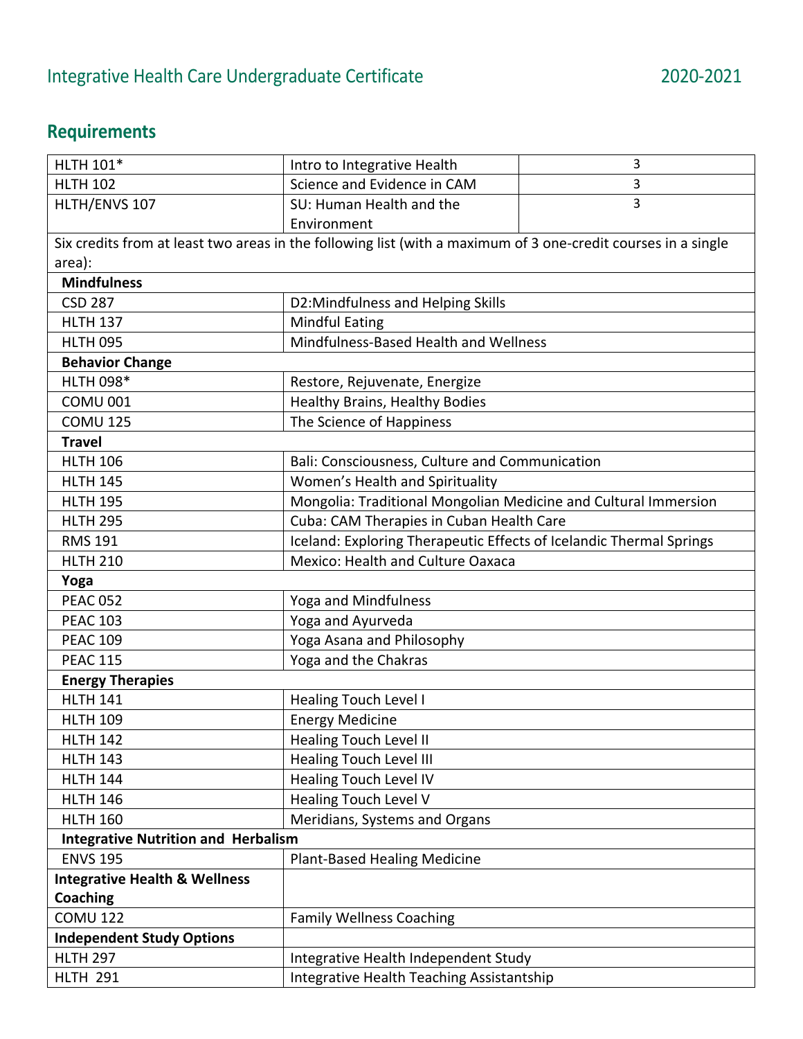# Integrative Health Care Undergraduate Certificate 2020-2021

## Requirements

| | | |
|---|---|---|
| HLTH 101* | Intro to Integrative Health | 3 |
| HLTH 102 | Science and Evidence in CAM | 3 |
| HLTH/ENVS 107 | SU: Human Health and the Environment | 3 |
| Six credits from at least two areas in the following list (with a maximum of 3 one-credit courses in a single area): | | |
| **Mindfulness** | | |
| CSD 287 | D2:Mindfulness and Helping Skills | |
| HLTH 137 | Mindful Eating | |
| HLTH 095 | Mindfulness-Based Health and Wellness | |
| **Behavior Change** | | |
| HLTH 098* | Restore, Rejuvenate, Energize | |
| COMU 001 | Healthy Brains, Healthy Bodies | |
| COMU 125 | The Science of Happiness | |
| **Travel** | | |
| HLTH 106 | Bali: Consciousness, Culture and Communication | |
| HLTH 145 | Women's Health and Spirituality | |
| HLTH 195 | Mongolia: Traditional Mongolian Medicine and Cultural Immersion | |
| HLTH 295 | Cuba: CAM Therapies in Cuban Health Care | |
| RMS 191 | Iceland: Exploring Therapeutic Effects of Icelandic Thermal Springs | |
| HLTH 210 | Mexico: Health and Culture Oaxaca | |
| **Yoga** | | |
| PEAC 052 | Yoga and Mindfulness | |
| PEAC 103 | Yoga and Ayurveda | |
| PEAC 109 | Yoga Asana and Philosophy | |
| PEAC 115 | Yoga and the Chakras | |
| **Energy Therapies** | | |
| HLTH 141 | Healing Touch Level I | |
| HLTH 109 | Energy Medicine | |
| HLTH 142 | Healing Touch Level II | |
| HLTH 143 | Healing Touch Level III | |
| HLTH 144 | Healing Touch Level IV | |
| HLTH 146 | Healing Touch Level V | |
| HLTH 160 | Meridians, Systems and Organs | |
| **Integrative Nutrition and Herbalism** | | |
| ENVS 195 | Plant-Based Healing Medicine | |
| **Integrative Health & Wellness Coaching** | | |
| COMU 122 | Family Wellness Coaching | |
| **Independent Study Options** | | |
| HLTH 297 | Integrative Health Independent Study | |
| HLTH 291 | Integrative Health Teaching Assistantship | |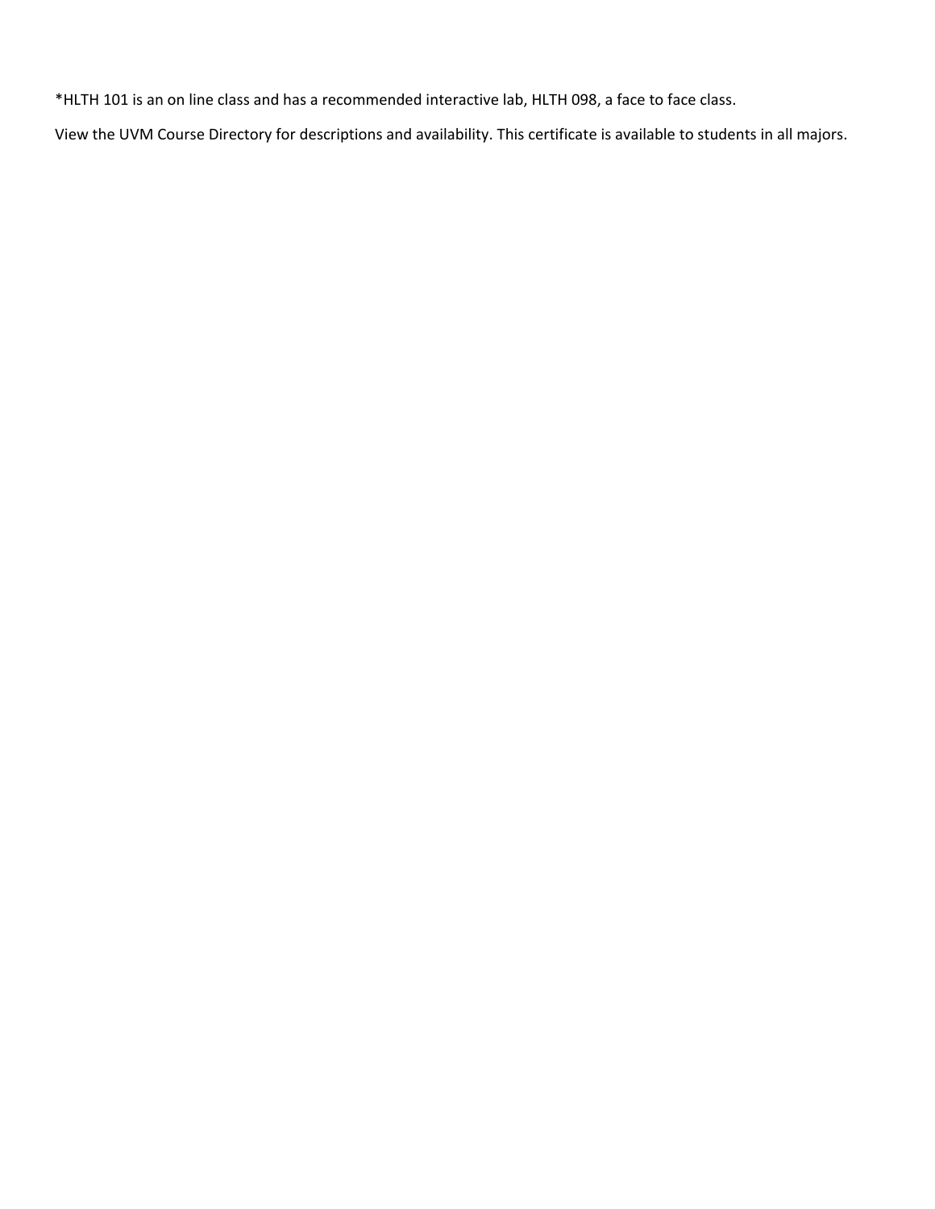*HLTH 101 is an on line class and has a recommended interactive lab, HLTH 098, a face to face class.

View the UVM Course Directory for descriptions and availability. This certificate is available to students in all majors.